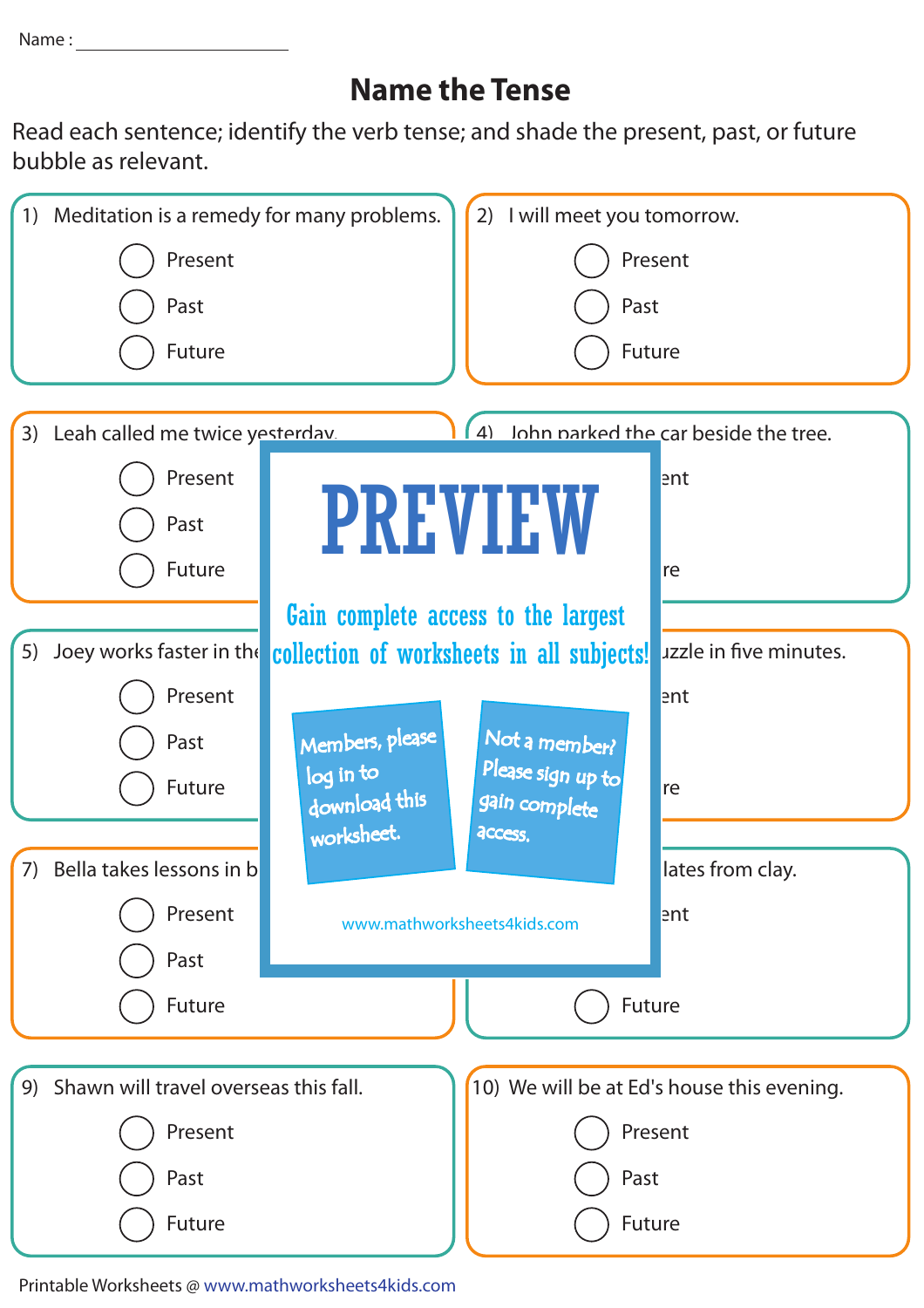Name : ______________________

# Name the Tense

Read each sentence; identify the verb tense; and shade the present, past, or future bubble as relevant.

1) Meditation is a remedy for many problems.

- ◯ Present
- ◯ Past
- ◯ Future

2) I will meet you tomorrow.

- ◯ Present
- ◯ Past
- ◯ Future

3) Leah called me twice yesterday.

- ◯ Present
- ◯ Past
- ◯ Future

4) John parked the car beside the tree.

- ◯ Present
- ◯ Past
- ◯ Future

5) Joey works faster in the

- ◯ Present
- ◯ Past
- ◯ Future

6) uzzle in five minutes.

- ◯ Present
- ◯ Past
- ◯ Future

7) Bella takes lessons in b

- ◯ Present
- ◯ Past
- ◯ Future

8) lates from clay.

- ◯ Present
- ◯ Past
- ◯ Future

9) Shawn will travel overseas this fall.

- ◯ Present
- ◯ Past
- ◯ Future

10) We will be at Ed's house this evening.

- ◯ Present
- ◯ Past
- ◯ Future

**PREVIEW**

Gain complete access to the largest collection of worksheets in all subjects!

Members, please log in to download this worksheet.

Not a member? Please sign up to gain complete access.

www.mathworksheets4kids.com

Printable Worksheets @ www.mathworksheets4kids.com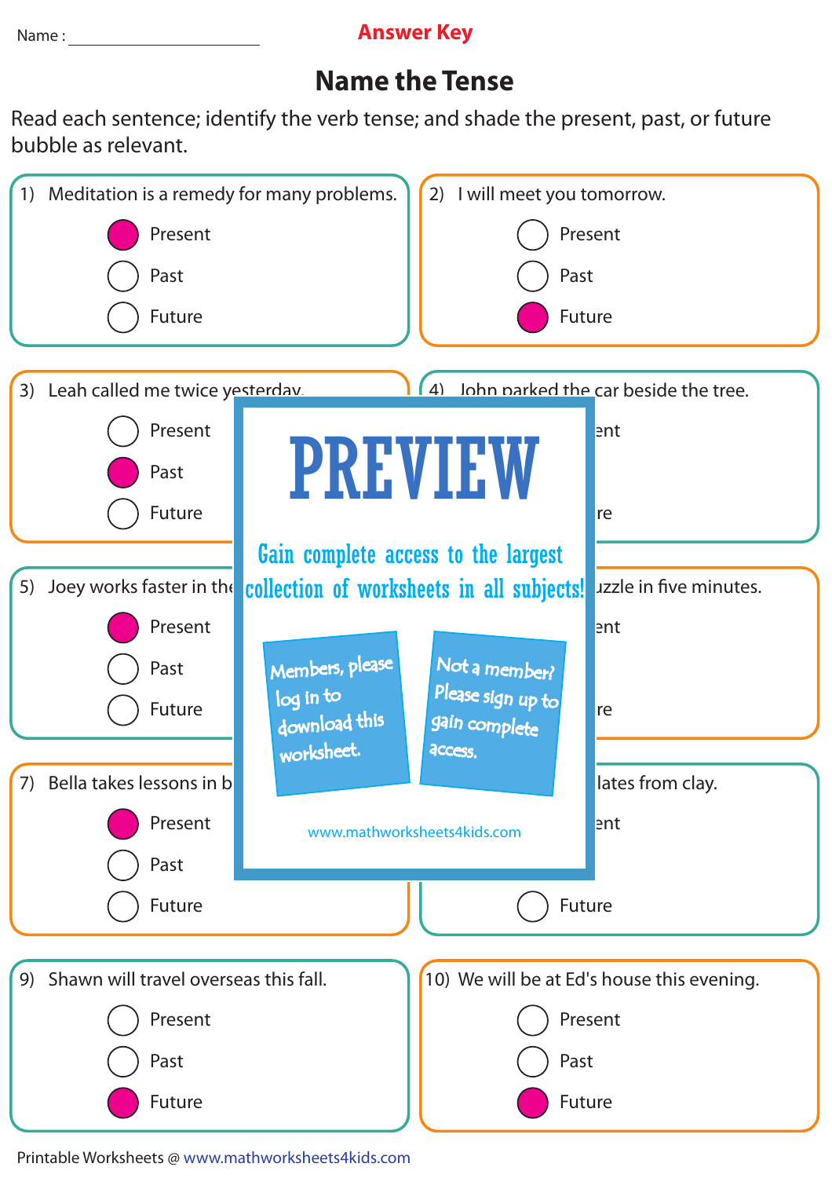Name : ____________________

**Answer Key**

# Name the Tense

Read each sentence; identify the verb tense; and shade the present, past, or future bubble as relevant.

1) Meditation is a remedy for many problems.

- ● Present
- ○ Past
- ○ Future

2) I will meet you tomorrow.

- ○ Present
- ○ Past
- ● Future

3) Leah called me twice yesterday.

- ○ Present
- ● Past
- ○ Future

4) John parked the car beside the tree.

- ent
- re

5) Joey works faster in the

- ● Present
- ○ Past
- ○ Future

6) uzzle in five minutes.

- ent
- re

7) Bella takes lessons in b

- ● Present
- ○ Past
- ○ Future

8) lates from clay.

- ent
- ○ Future

9) Shawn will travel overseas this fall.

- ○ Present
- ○ Past
- ● Future

10) We will be at Ed's house this evening.

- ○ Present
- ○ Past
- ● Future

PREVIEW

Gain complete access to the largest collection of worksheets in all subjects!

Members, please log in to download this worksheet.

Not a member? Please sign up to gain complete access.

www.mathworksheets4kids.com

Printable Worksheets @ www.mathworksheets4kids.com